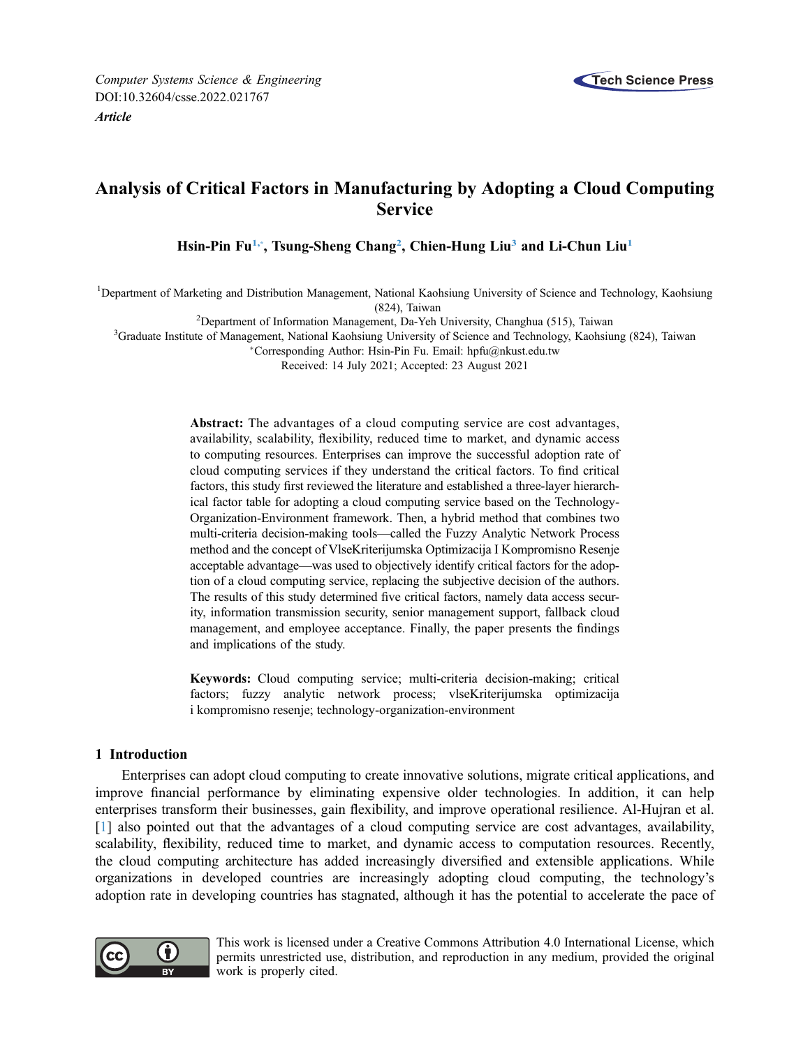*Computer Systems Science & Engineering*
DOI:10.32604/csse.2022.021767
***Article***

# Analysis of Critical Factors in Manufacturing by Adopting a Cloud Computing Service

**Hsin-Pin Fu[1,*], Tsung-Sheng Chang[2], Chien-Hung Liu[3] and Li-Chun Liu[1]**

[1]Department of Marketing and Distribution Management, National Kaohsiung University of Science and Technology, Kaohsiung (824), Taiwan

[2]Department of Information Management, Da-Yeh University, Changhua (515), Taiwan

[3]Graduate Institute of Management, National Kaohsiung University of Science and Technology, Kaohsiung (824), Taiwan

[*]Corresponding Author: Hsin-Pin Fu. Email: hpfu@nkust.edu.tw

Received: 14 July 2021; Accepted: 23 August 2021

**Abstract:** The advantages of a cloud computing service are cost advantages, availability, scalability, flexibility, reduced time to market, and dynamic access to computing resources. Enterprises can improve the successful adoption rate of cloud computing services if they understand the critical factors. To find critical factors, this study first reviewed the literature and established a three-layer hierarchical factor table for adopting a cloud computing service based on the Technology-Organization-Environment framework. Then, a hybrid method that combines two multi-criteria decision-making tools—called the Fuzzy Analytic Network Process method and the concept of VlseKriterijumska Optimizacija I Kompromisno Resenje acceptable advantage—was used to objectively identify critical factors for the adoption of a cloud computing service, replacing the subjective decision of the authors. The results of this study determined five critical factors, namely data access security, information transmission security, senior management support, fallback cloud management, and employee acceptance. Finally, the paper presents the findings and implications of the study.

**Keywords:** Cloud computing service; multi-criteria decision-making; critical factors; fuzzy analytic network process; vlseKriterijumska optimizacija i kompromisno resenje; technology-organization-environment

## 1 Introduction

Enterprises can adopt cloud computing to create innovative solutions, migrate critical applications, and improve financial performance by eliminating expensive older technologies. In addition, it can help enterprises transform their businesses, gain flexibility, and improve operational resilience. Al-Hujran et al. [1] also pointed out that the advantages of a cloud computing service are cost advantages, availability, scalability, flexibility, reduced time to market, and dynamic access to computation resources. Recently, the cloud computing architecture has added increasingly diversified and extensible applications. While organizations in developed countries are increasingly adopting cloud computing, the technology's adoption rate in developing countries has stagnated, although it has the potential to accelerate the pace of

This work is licensed under a Creative Commons Attribution 4.0 International License, which permits unrestricted use, distribution, and reproduction in any medium, provided the original work is properly cited.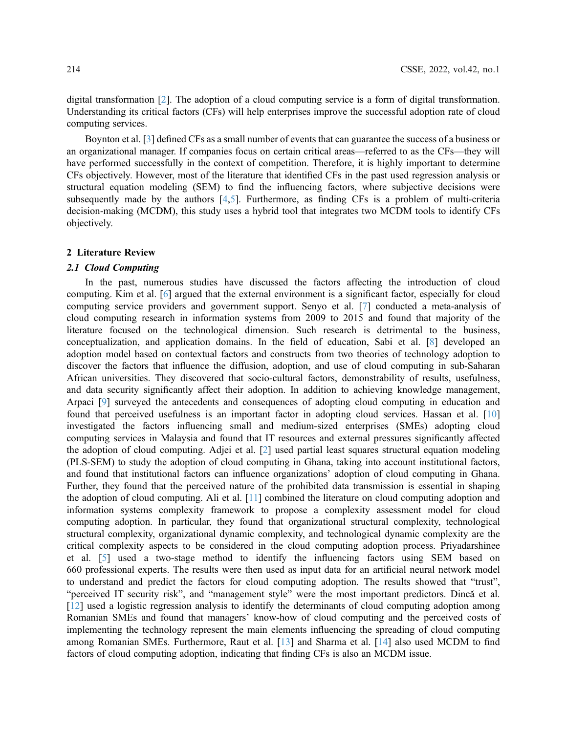digital transformation [2]. The adoption of a cloud computing service is a form of digital transformation. Understanding its critical factors (CFs) will help enterprises improve the successful adoption rate of cloud computing services.

Boynton et al. [3] defined CFs as a small number of events that can guarantee the success of a business or an organizational manager. If companies focus on certain critical areas—referred to as the CFs—they will have performed successfully in the context of competition. Therefore, it is highly important to determine CFs objectively. However, most of the literature that identified CFs in the past used regression analysis or structural equation modeling (SEM) to find the influencing factors, where subjective decisions were subsequently made by the authors [4,5]. Furthermore, as finding CFs is a problem of multi-criteria decision-making (MCDM), this study uses a hybrid tool that integrates two MCDM tools to identify CFs objectively.

## 2 Literature Review

### *2.1 Cloud Computing*

In the past, numerous studies have discussed the factors affecting the introduction of cloud computing. Kim et al. [6] argued that the external environment is a significant factor, especially for cloud computing service providers and government support. Senyo et al. [7] conducted a meta-analysis of cloud computing research in information systems from 2009 to 2015 and found that majority of the literature focused on the technological dimension. Such research is detrimental to the business, conceptualization, and application domains. In the field of education, Sabi et al. [8] developed an adoption model based on contextual factors and constructs from two theories of technology adoption to discover the factors that influence the diffusion, adoption, and use of cloud computing in sub-Saharan African universities. They discovered that socio-cultural factors, demonstrability of results, usefulness, and data security significantly affect their adoption. In addition to achieving knowledge management, Arpaci [9] surveyed the antecedents and consequences of adopting cloud computing in education and found that perceived usefulness is an important factor in adopting cloud services. Hassan et al. [10] investigated the factors influencing small and medium-sized enterprises (SMEs) adopting cloud computing services in Malaysia and found that IT resources and external pressures significantly affected the adoption of cloud computing. Adjei et al. [2] used partial least squares structural equation modeling (PLS-SEM) to study the adoption of cloud computing in Ghana, taking into account institutional factors, and found that institutional factors can influence organizations' adoption of cloud computing in Ghana. Further, they found that the perceived nature of the prohibited data transmission is essential in shaping the adoption of cloud computing. Ali et al. [11] combined the literature on cloud computing adoption and information systems complexity framework to propose a complexity assessment model for cloud computing adoption. In particular, they found that organizational structural complexity, technological structural complexity, organizational dynamic complexity, and technological dynamic complexity are the critical complexity aspects to be considered in the cloud computing adoption process. Priyadarshinee et al. [5] used a two-stage method to identify the influencing factors using SEM based on 660 professional experts. The results were then used as input data for an artificial neural network model to understand and predict the factors for cloud computing adoption. The results showed that "trust", "perceived IT security risk", and "management style" were the most important predictors. Dincă et al. [12] used a logistic regression analysis to identify the determinants of cloud computing adoption among Romanian SMEs and found that managers' know-how of cloud computing and the perceived costs of implementing the technology represent the main elements influencing the spreading of cloud computing among Romanian SMEs. Furthermore, Raut et al. [13] and Sharma et al. [14] also used MCDM to find factors of cloud computing adoption, indicating that finding CFs is also an MCDM issue.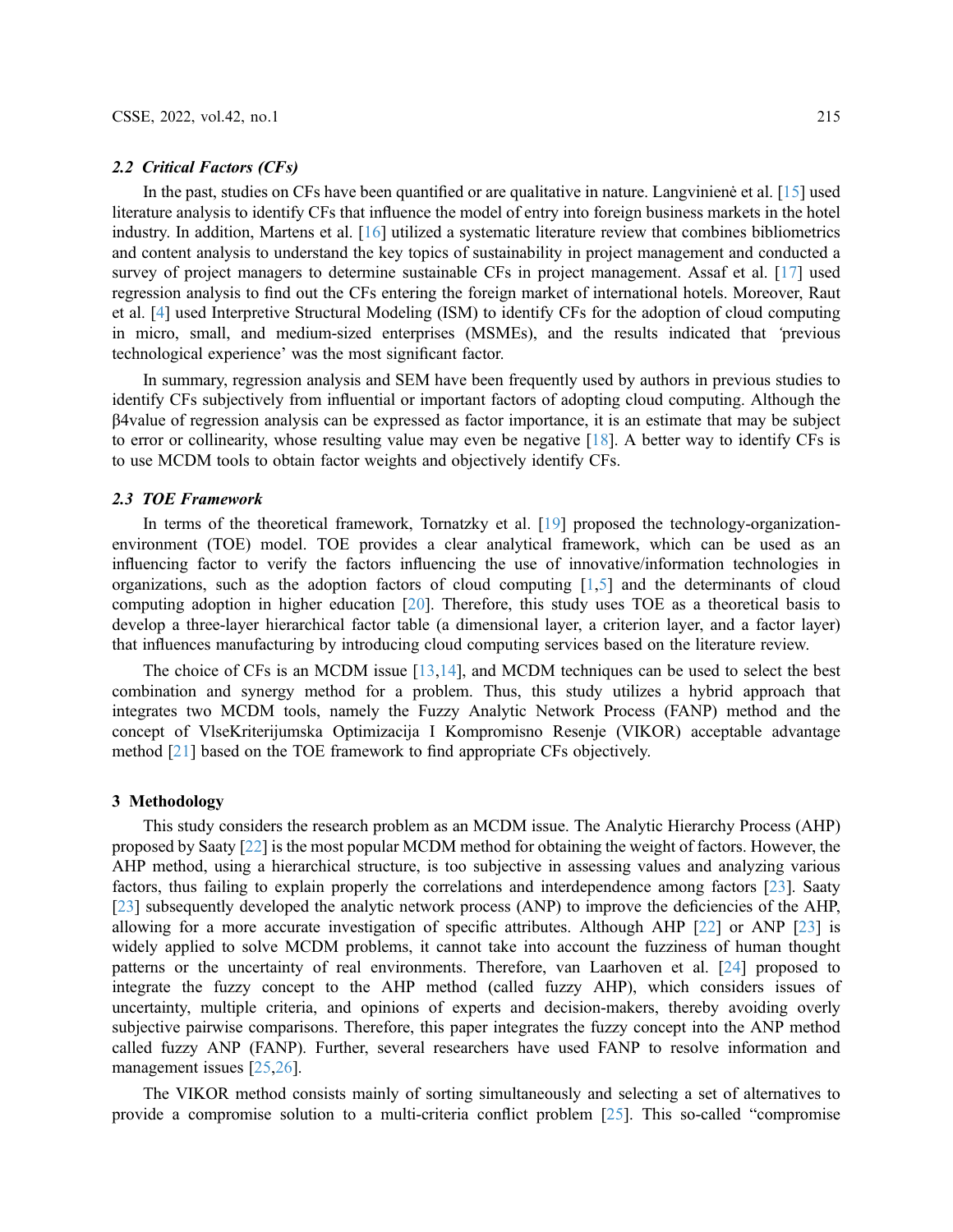### 2.2 Critical Factors (CFs)

In the past, studies on CFs have been quantified or are qualitative in nature. Langvinienė et al. [15] used literature analysis to identify CFs that influence the model of entry into foreign business markets in the hotel industry. In addition, Martens et al. [16] utilized a systematic literature review that combines bibliometrics and content analysis to understand the key topics of sustainability in project management and conducted a survey of project managers to determine sustainable CFs in project management. Assaf et al. [17] used regression analysis to find out the CFs entering the foreign market of international hotels. Moreover, Raut et al. [4] used Interpretive Structural Modeling (ISM) to identify CFs for the adoption of cloud computing in micro, small, and medium-sized enterprises (MSMEs), and the results indicated that 'previous technological experience' was the most significant factor.

In summary, regression analysis and SEM have been frequently used by authors in previous studies to identify CFs subjectively from influential or important factors of adopting cloud computing. Although the β4value of regression analysis can be expressed as factor importance, it is an estimate that may be subject to error or collinearity, whose resulting value may even be negative [18]. A better way to identify CFs is to use MCDM tools to obtain factor weights and objectively identify CFs.

### 2.3 TOE Framework

In terms of the theoretical framework, Tornatzky et al. [19] proposed the technology-organization-environment (TOE) model. TOE provides a clear analytical framework, which can be used as an influencing factor to verify the factors influencing the use of innovative/information technologies in organizations, such as the adoption factors of cloud computing [1,5] and the determinants of cloud computing adoption in higher education [20]. Therefore, this study uses TOE as a theoretical basis to develop a three-layer hierarchical factor table (a dimensional layer, a criterion layer, and a factor layer) that influences manufacturing by introducing cloud computing services based on the literature review.

The choice of CFs is an MCDM issue [13,14], and MCDM techniques can be used to select the best combination and synergy method for a problem. Thus, this study utilizes a hybrid approach that integrates two MCDM tools, namely the Fuzzy Analytic Network Process (FANP) method and the concept of VlseKriterijumska Optimizacija I Kompromisno Resenje (VIKOR) acceptable advantage method [21] based on the TOE framework to find appropriate CFs objectively.

## 3 Methodology

This study considers the research problem as an MCDM issue. The Analytic Hierarchy Process (AHP) proposed by Saaty [22] is the most popular MCDM method for obtaining the weight of factors. However, the AHP method, using a hierarchical structure, is too subjective in assessing values and analyzing various factors, thus failing to explain properly the correlations and interdependence among factors [23]. Saaty [23] subsequently developed the analytic network process (ANP) to improve the deficiencies of the AHP, allowing for a more accurate investigation of specific attributes. Although AHP [22] or ANP [23] is widely applied to solve MCDM problems, it cannot take into account the fuzziness of human thought patterns or the uncertainty of real environments. Therefore, van Laarhoven et al. [24] proposed to integrate the fuzzy concept to the AHP method (called fuzzy AHP), which considers issues of uncertainty, multiple criteria, and opinions of experts and decision-makers, thereby avoiding overly subjective pairwise comparisons. Therefore, this paper integrates the fuzzy concept into the ANP method called fuzzy ANP (FANP). Further, several researchers have used FANP to resolve information and management issues [25,26].

The VIKOR method consists mainly of sorting simultaneously and selecting a set of alternatives to provide a compromise solution to a multi-criteria conflict problem [25]. This so-called "compromise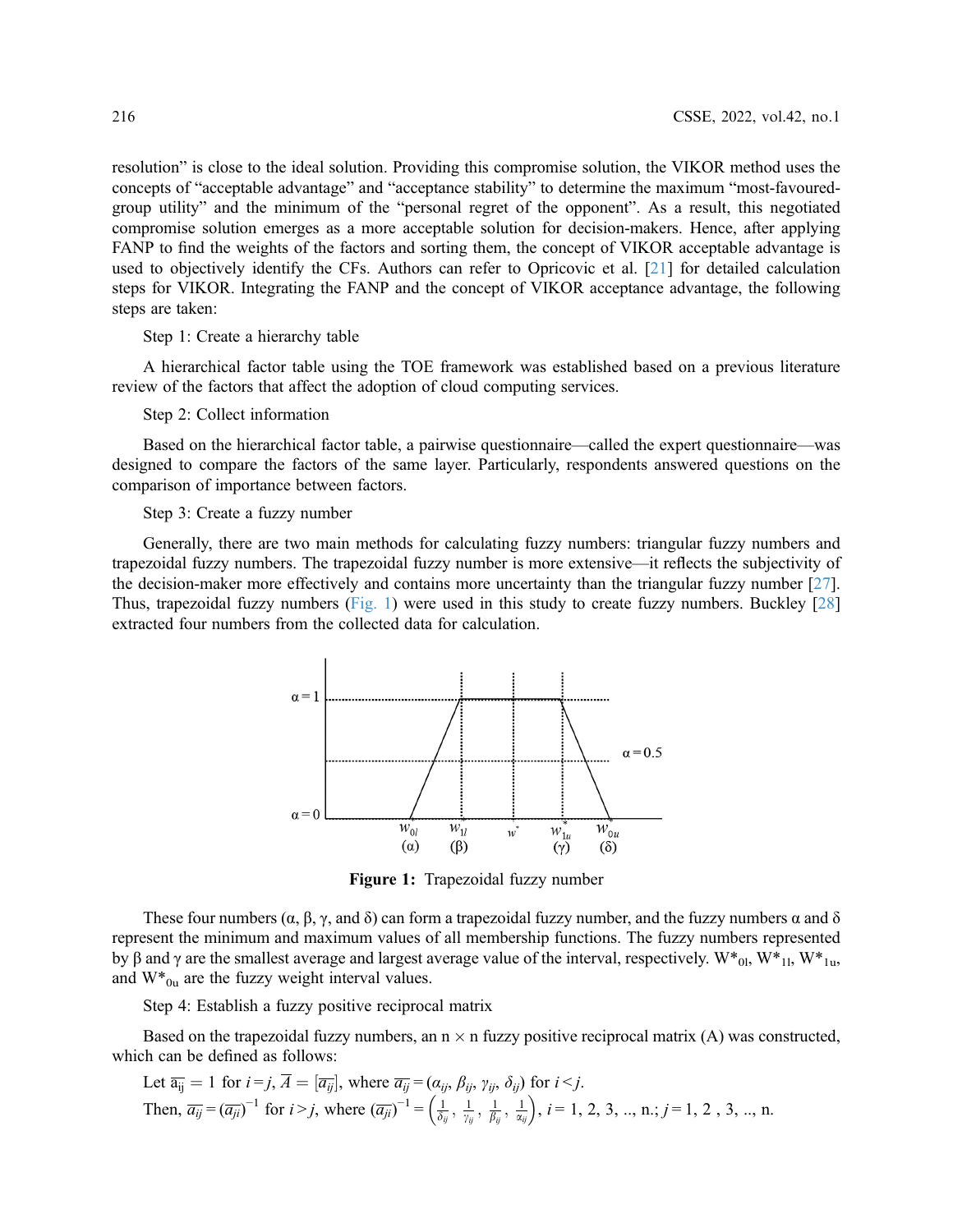resolution" is close to the ideal solution. Providing this compromise solution, the VIKOR method uses the concepts of "acceptable advantage" and "acceptance stability" to determine the maximum "most-favoured-group utility" and the minimum of the "personal regret of the opponent". As a result, this negotiated compromise solution emerges as a more acceptable solution for decision-makers. Hence, after applying FANP to find the weights of the factors and sorting them, the concept of VIKOR acceptable advantage is used to objectively identify the CFs. Authors can refer to Opricovic et al. [21] for detailed calculation steps for VIKOR. Integrating the FANP and the concept of VIKOR acceptance advantage, the following steps are taken:

Step 1: Create a hierarchy table

A hierarchical factor table using the TOE framework was established based on a previous literature review of the factors that affect the adoption of cloud computing services.

Step 2: Collect information

Based on the hierarchical factor table, a pairwise questionnaire—called the expert questionnaire—was designed to compare the factors of the same layer. Particularly, respondents answered questions on the comparison of importance between factors.

Step 3: Create a fuzzy number

Generally, there are two main methods for calculating fuzzy numbers: triangular fuzzy numbers and trapezoidal fuzzy numbers. The trapezoidal fuzzy number is more extensive—it reflects the subjectivity of the decision-maker more effectively and contains more uncertainty than the triangular fuzzy number [27]. Thus, trapezoidal fuzzy numbers (Fig. 1) were used in this study to create fuzzy numbers. Buckley [28] extracted four numbers from the collected data for calculation.

**Figure 1:** Trapezoidal fuzzy number

These four numbers (α, β, γ, and δ) can form a trapezoidal fuzzy number, and the fuzzy numbers α and δ represent the minimum and maximum values of all membership functions. The fuzzy numbers represented by β and γ are the smallest average and largest average value of the interval, respectively. $W^*_{0l}$, $W^*_{1l}$, $W^*_{1u}$, and $W^*_{0u}$ are the fuzzy weight interval values.

Step 4: Establish a fuzzy positive reciprocal matrix

Based on the trapezoidal fuzzy numbers, an n × n fuzzy positive reciprocal matrix (A) was constructed, which can be defined as follows:

Let $\overline{a_{ij}} = 1$ for $i = j$, $\overline{A} = [\overline{a_{ij}}]$, where $\overline{a_{ij}} = (\alpha_{ij}, \beta_{ij}, \gamma_{ij}, \delta_{ij})$ for $i < j$.

Then, $\overline{a_{ij}} = (\overline{a_{ji}})^{-1}$ for $i > j$, where $(\overline{a_{ji}})^{-1} = \left(\frac{1}{\delta_{ij}}, \frac{1}{\gamma_{ij}}, \frac{1}{\beta_{ij}}, \frac{1}{\alpha_{ij}}\right)$, $i = 1, 2, 3, .., n.$; $j = 1, 2, 3, .., n.$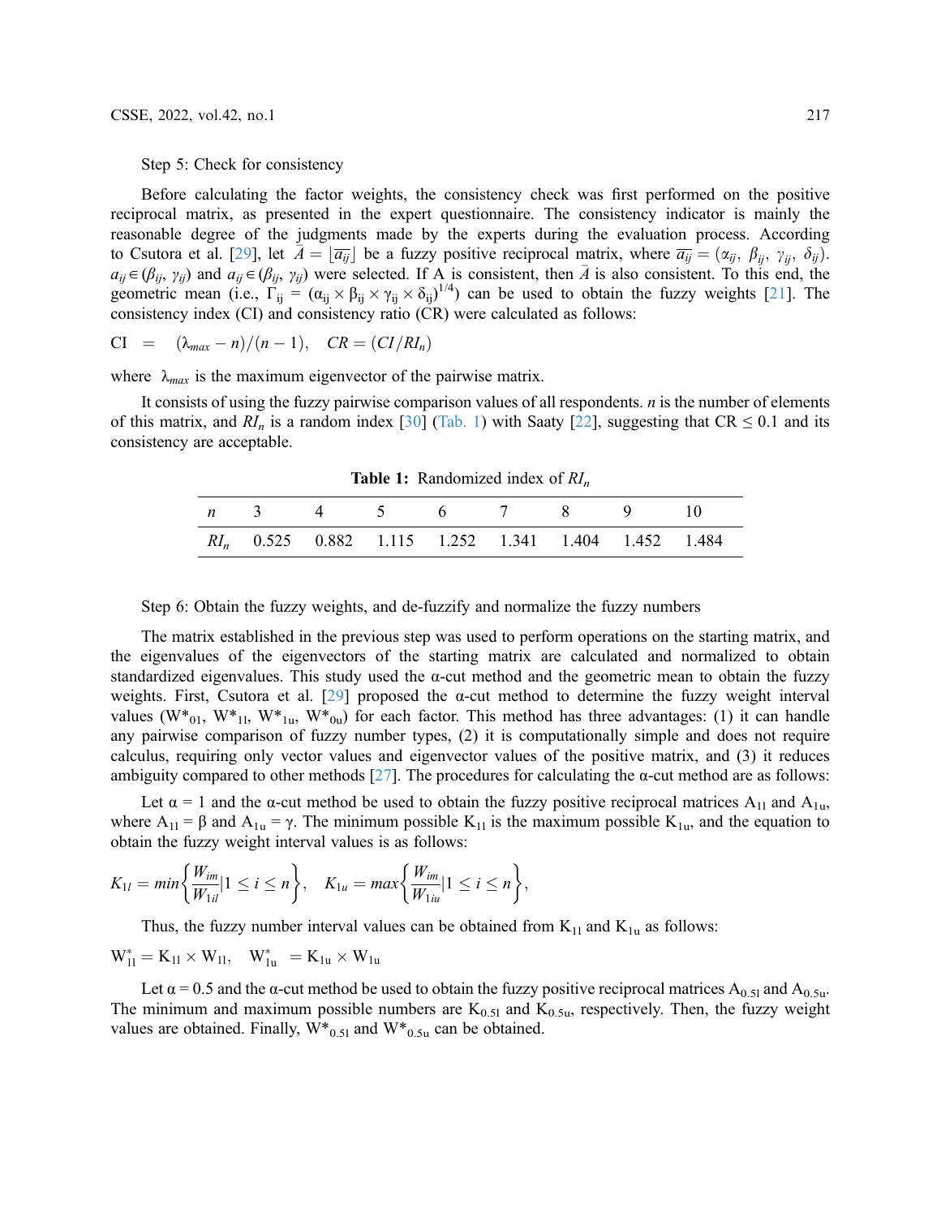Step 5: Check for consistency

Before calculating the factor weights, the consistency check was first performed on the positive reciprocal matrix, as presented in the expert questionnaire. The consistency indicator is mainly the reasonable degree of the judgments made by the experts during the evaluation process. According to Csutora et al. [29], let $\bar{A} = \lfloor \overline{a_{ij}} \rfloor$ be a fuzzy positive reciprocal matrix, where $\overline{a_{ij}} = (\alpha_{ij},\ \beta_{ij},\ \gamma_{ij},\ \delta_{ij})$. $a_{ij} \in (\beta_{ij},\ \gamma_{ij})$ and $a_{ij} \in (\beta_{ij},\ \gamma_{ij})$ were selected. If A is consistent, then $\bar{A}$ is also consistent. To this end, the geometric mean (i.e., $\Gamma_{ij} = (\alpha_{ij} \times \beta_{ij} \times \gamma_{ij} \times \delta_{ij})^{1/4}$) can be used to obtain the fuzzy weights [21]. The consistency index (CI) and consistency ratio (CR) were calculated as follows:

$$\mathrm{CI} \quad = \quad (\lambda_{max} - n)/(n-1), \quad CR = (CI/RI_n)$$

where $\lambda_{max}$ is the maximum eigenvector of the pairwise matrix.

It consists of using the fuzzy pairwise comparison values of all respondents. $n$ is the number of elements of this matrix, and $RI_n$ is a random index [30] (Tab. 1) with Saaty [22], suggesting that CR ≤ 0.1 and its consistency are acceptable.

**Table 1:** Randomized index of $RI_n$

| $n$ | 3 | 4 | 5 | 6 | 7 | 8 | 9 | 10 |
|---|---|---|---|---|---|---|---|---|
| $RI_n$ | 0.525 | 0.882 | 1.115 | 1.252 | 1.341 | 1.404 | 1.452 | 1.484 |

Step 6: Obtain the fuzzy weights, and de-fuzzify and normalize the fuzzy numbers

The matrix established in the previous step was used to perform operations on the starting matrix, and the eigenvalues of the eigenvectors of the starting matrix are calculated and normalized to obtain standardized eigenvalues. This study used the α-cut method and the geometric mean to obtain the fuzzy weights. First, Csutora et al. [29] proposed the α-cut method to determine the fuzzy weight interval values ($W^*_{01}$, $W^*_{11}$, $W^*_{1u}$, $W^*_{0u}$) for each factor. This method has three advantages: (1) it can handle any pairwise comparison of fuzzy number types, (2) it is computationally simple and does not require calculus, requiring only vector values and eigenvector values of the positive matrix, and (3) it reduces ambiguity compared to other methods [27]. The procedures for calculating the α-cut method are as follows:

Let α = 1 and the α-cut method be used to obtain the fuzzy positive reciprocal matrices $A_{1l}$ and $A_{1u}$, where $A_{1l} = \beta$ and $A_{1u} = \gamma$. The minimum possible $K_{1l}$ is the maximum possible $K_{1u}$, and the equation to obtain the fuzzy weight interval values is as follows:

$$K_{1l} = min\left\{\frac{W_{im}}{W_{1il}}|1 \le i \le n\right\}, \quad K_{1u} = max\left\{\frac{W_{im}}{W_{1iu}}|1 \le i \le n\right\},$$

Thus, the fuzzy number interval values can be obtained from $K_{1l}$ and $K_{1u}$ as follows:

$$W^*_{1l} = K_{1l} \times W_{1l}, \quad W^*_{1u} = K_{1u} \times W_{1u}$$

Let α = 0.5 and the α-cut method be used to obtain the fuzzy positive reciprocal matrices $A_{0.5l}$ and $A_{0.5u}$. The minimum and maximum possible numbers are $K_{0.5l}$ and $K_{0.5u}$, respectively. Then, the fuzzy weight values are obtained. Finally, $W^*_{0.5l}$ and $W^*_{0.5u}$ can be obtained.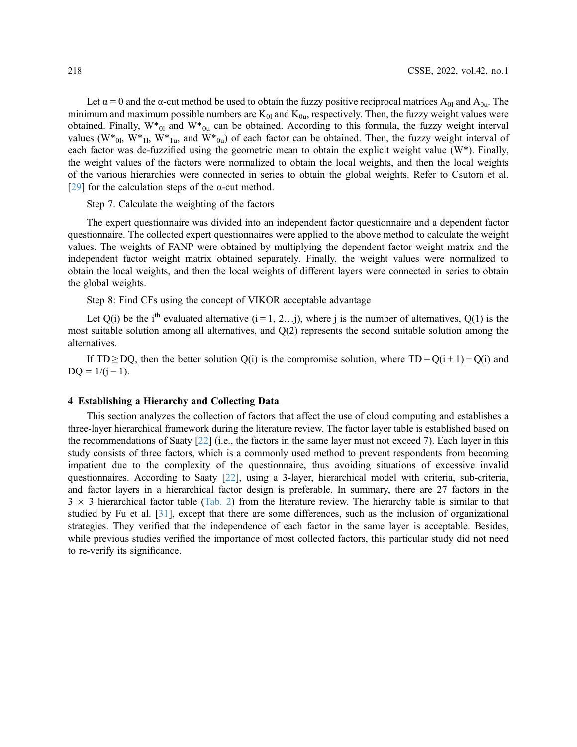Let $\alpha = 0$ and the α-cut method be used to obtain the fuzzy positive reciprocal matrices $A_{0l}$ and $A_{0u}$. The minimum and maximum possible numbers are $K_{0l}$ and $K_{0u}$, respectively. Then, the fuzzy weight values were obtained. Finally, $W^*_{0l}$ and $W^*_{0u}$ can be obtained. According to this formula, the fuzzy weight interval values ($W^*_{0l}$, $W^*_{1l}$, $W^*_{1u}$, and $W^*_{0u}$) of each factor can be obtained. Then, the fuzzy weight interval of each factor was de-fuzzified using the geometric mean to obtain the explicit weight value ($W^*$). Finally, the weight values of the factors were normalized to obtain the local weights, and then the local weights of the various hierarchies were connected in series to obtain the global weights. Refer to Csutora et al. [29] for the calculation steps of the α-cut method.

Step 7. Calculate the weighting of the factors

The expert questionnaire was divided into an independent factor questionnaire and a dependent factor questionnaire. The collected expert questionnaires were applied to the above method to calculate the weight values. The weights of FANP were obtained by multiplying the dependent factor weight matrix and the independent factor weight matrix obtained separately. Finally, the weight values were normalized to obtain the local weights, and then the local weights of different layers were connected in series to obtain the global weights.

Step 8: Find CFs using the concept of VIKOR acceptable advantage

Let $Q(i)$ be the $i^{th}$ evaluated alternative ($i = 1, 2 \ldots j$), where j is the number of alternatives, $Q(1)$ is the most suitable solution among all alternatives, and $Q(2)$ represents the second suitable solution among the alternatives.

If $TD \geq DQ$, then the better solution $Q(i)$ is the compromise solution, where $TD = Q(i+1) - Q(i)$ and $DQ = 1/(j-1)$.

## 4 Establishing a Hierarchy and Collecting Data

This section analyzes the collection of factors that affect the use of cloud computing and establishes a three-layer hierarchical framework during the literature review. The factor layer table is established based on the recommendations of Saaty [22] (i.e., the factors in the same layer must not exceed 7). Each layer in this study consists of three factors, which is a commonly used method to prevent respondents from becoming impatient due to the complexity of the questionnaire, thus avoiding situations of excessive invalid questionnaires. According to Saaty [22], using a 3-layer, hierarchical model with criteria, sub-criteria, and factor layers in a hierarchical factor design is preferable. In summary, there are 27 factors in the $3 \times 3$ hierarchical factor table (Tab. 2) from the literature review. The hierarchy table is similar to that studied by Fu et al. [31], except that there are some differences, such as the inclusion of organizational strategies. They verified that the independence of each factor in the same layer is acceptable. Besides, while previous studies verified the importance of most collected factors, this particular study did not need to re-verify its significance.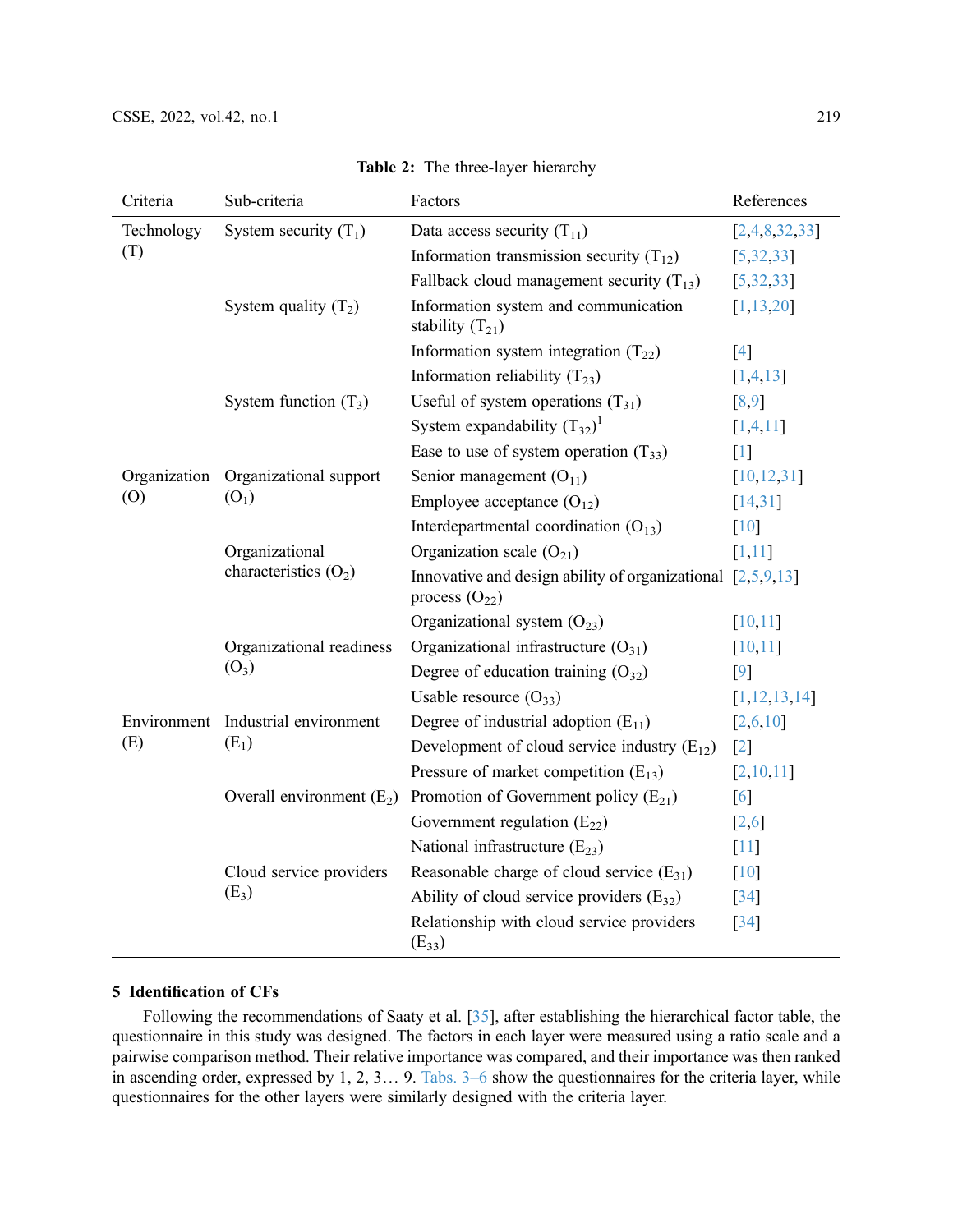**Table 2:** The three-layer hierarchy

| Criteria | Sub-criteria | Factors | References |
|---|---|---|---|
| Technology (T) | System security ($T_1$) | Data access security ($T_{11}$) | [2,4,8,32,33] |
| | | Information transmission security ($T_{12}$) | [5,32,33] |
| | | Fallback cloud management security ($T_{13}$) | [5,32,33] |
| | System quality ($T_2$) | Information system and communication stability ($T_{21}$) | [1,13,20] |
| | | Information system integration ($T_{22}$) | [4] |
| | | Information reliability ($T_{23}$) | [1,4,13] |
| | System function ($T_3$) | Useful of system operations ($T_{31}$) | [8,9] |
| | | System expandability ($T_{32}$)[1] | [1,4,11] |
| | | Ease to use of system operation ($T_{33}$) | [1] |
| Organization (O) | Organizational support ($O_1$) | Senior management ($O_{11}$) | [10,12,31] |
| | | Employee acceptance ($O_{12}$) | [14,31] |
| | | Interdepartmental coordination ($O_{13}$) | [10] |
| | Organizational characteristics ($O_2$) | Organization scale ($O_{21}$) | [1,11] |
| | | Innovative and design ability of organizational process ($O_{22}$) | [2,5,9,13] |
| | | Organizational system ($O_{23}$) | [10,11] |
| | Organizational readiness ($O_3$) | Organizational infrastructure ($O_{31}$) | [10,11] |
| | | Degree of education training ($O_{32}$) | [9] |
| | | Usable resource ($O_{33}$) | [1,12,13,14] |
| Environment (E) | Industrial environment ($E_1$) | Degree of industrial adoption ($E_{11}$) | [2,6,10] |
| | | Development of cloud service industry ($E_{12}$) | [2] |
| | | Pressure of market competition ($E_{13}$) | [2,10,11] |
| | Overall environment ($E_2$) | Promotion of Government policy ($E_{21}$) | [6] |
| | | Government regulation ($E_{22}$) | [2,6] |
| | | National infrastructure ($E_{23}$) | [11] |
| | Cloud service providers ($E_3$) | Reasonable charge of cloud service ($E_{31}$) | [10] |
| | | Ability of cloud service providers ($E_{32}$) | [34] |
| | | Relationship with cloud service providers ($E_{33}$) | [34] |

## 5 Identification of CFs

Following the recommendations of Saaty et al. [35], after establishing the hierarchical factor table, the questionnaire in this study was designed. The factors in each layer were measured using a ratio scale and a pairwise comparison method. Their relative importance was compared, and their importance was then ranked in ascending order, expressed by 1, 2, 3… 9. Tabs. 3–6 show the questionnaires for the criteria layer, while questionnaires for the other layers were similarly designed with the criteria layer.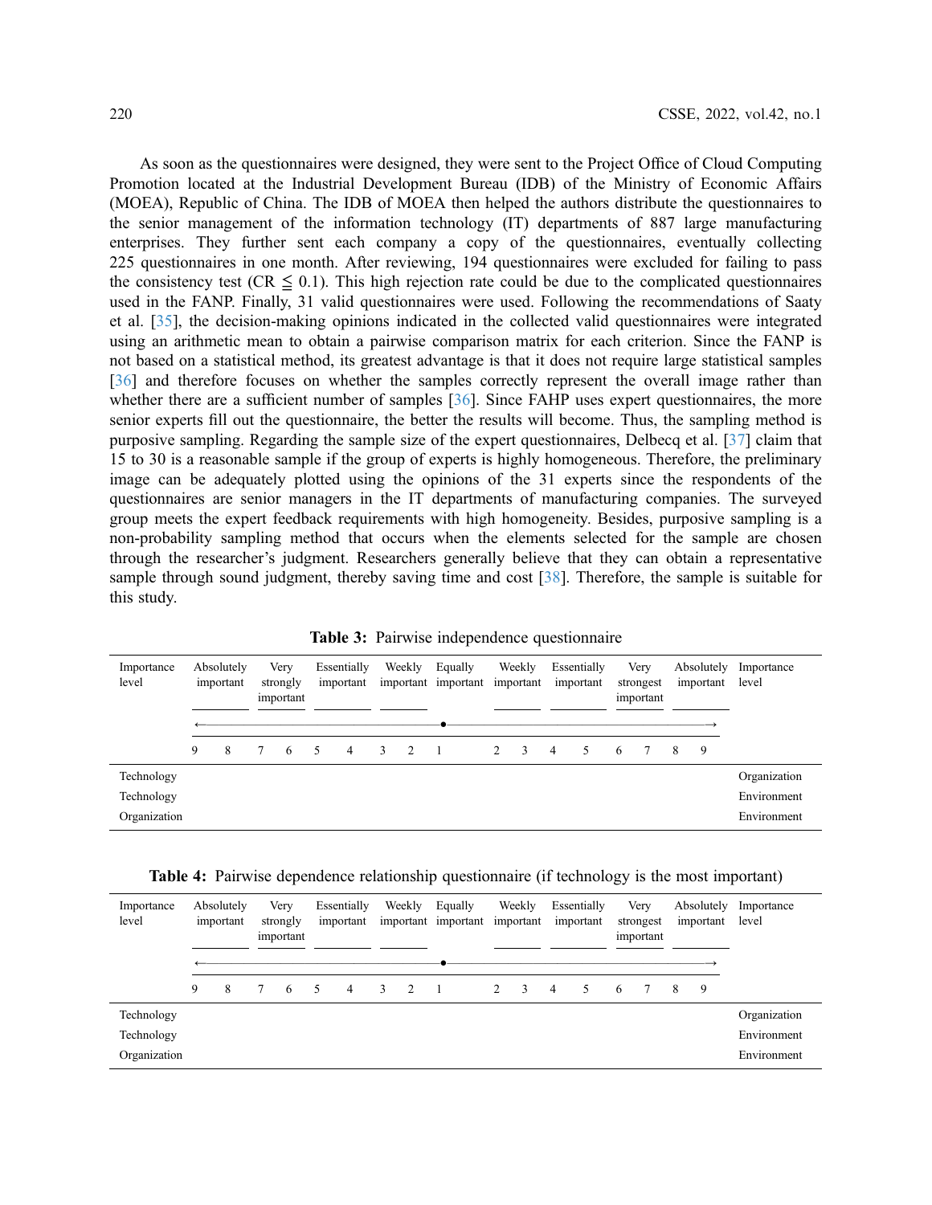As soon as the questionnaires were designed, they were sent to the Project Office of Cloud Computing Promotion located at the Industrial Development Bureau (IDB) of the Ministry of Economic Affairs (MOEA), Republic of China. The IDB of MOEA then helped the authors distribute the questionnaires to the senior management of the information technology (IT) departments of 887 large manufacturing enterprises. They further sent each company a copy of the questionnaires, eventually collecting 225 questionnaires in one month. After reviewing, 194 questionnaires were excluded for failing to pass the consistency test (CR $\leqq$ 0.1). This high rejection rate could be due to the complicated questionnaires used in the FANP. Finally, 31 valid questionnaires were used. Following the recommendations of Saaty et al. [35], the decision-making opinions indicated in the collected valid questionnaires were integrated using an arithmetic mean to obtain a pairwise comparison matrix for each criterion. Since the FANP is not based on a statistical method, its greatest advantage is that it does not require large statistical samples [36] and therefore focuses on whether the samples correctly represent the overall image rather than whether there are a sufficient number of samples [36]. Since FAHP uses expert questionnaires, the more senior experts fill out the questionnaire, the better the results will become. Thus, the sampling method is purposive sampling. Regarding the sample size of the expert questionnaires, Delbecq et al. [37] claim that 15 to 30 is a reasonable sample if the group of experts is highly homogeneous. Therefore, the preliminary image can be adequately plotted using the opinions of the 31 experts since the respondents of the questionnaires are senior managers in the IT departments of manufacturing companies. The surveyed group meets the expert feedback requirements with high homogeneity. Besides, purposive sampling is a non-probability sampling method that occurs when the elements selected for the sample are chosen through the researcher's judgment. Researchers generally believe that they can obtain a representative sample through sound judgment, thereby saving time and cost [38]. Therefore, the sample is suitable for this study.

**Table 3:** Pairwise independence questionnaire

| Importance level | Absolutely important | | Very strongly important | | Essentially important | | Weekly important | | Equally important | Weekly important | | Essentially important | | Very strongest important | | Absolutely important | | Importance level |
|---|---|---|---|---|---|---|---|---|---|---|---|---|---|---|---|---|---|---|
| | 9 | 8 | 7 | 6 | 5 | 4 | 3 | 2 | 1 | 2 | 3 | 4 | 5 | 6 | 7 | 8 | 9 | |
| Technology | | | | | | | | | | | | | | | | | | Organization |
| Technology | | | | | | | | | | | | | | | | | | Environment |
| Organization | | | | | | | | | | | | | | | | | | Environment |

**Table 4:** Pairwise dependence relationship questionnaire (if technology is the most important)

| Importance level | Absolutely important | | Very strongly important | | Essentially important | | Weekly important | | Equally important | Weekly important | | Essentially important | | Very strongest important | | Absolutely important | | Importance level |
|---|---|---|---|---|---|---|---|---|---|---|---|---|---|---|---|---|---|---|
| | 9 | 8 | 7 | 6 | 5 | 4 | 3 | 2 | 1 | 2 | 3 | 4 | 5 | 6 | 7 | 8 | 9 | |
| Technology | | | | | | | | | | | | | | | | | | Organization |
| Technology | | | | | | | | | | | | | | | | | | Environment |
| Organization | | | | | | | | | | | | | | | | | | Environment |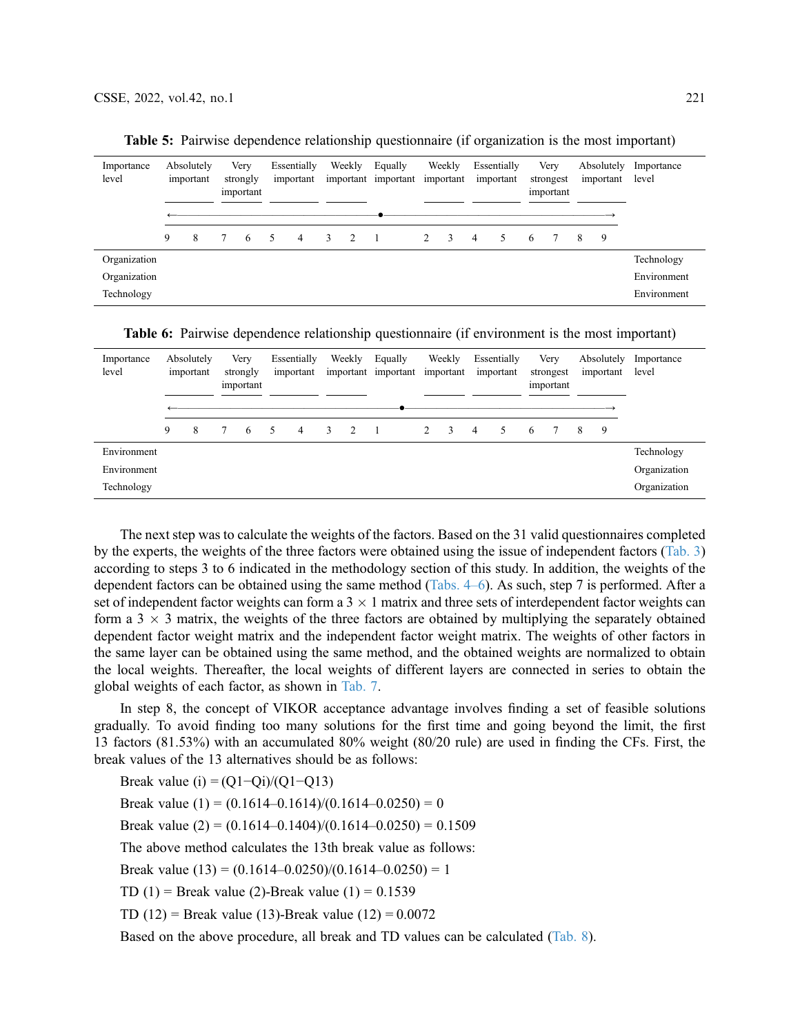**Table 5:** Pairwise dependence relationship questionnaire (if organization is the most important)

| Importance level | Absolutely important | | Very strongly important | | Essentially important | | Weekly important | | Equally important | Weekly important | | Essentially important | | Very strongest important | | Absolutely important | | Importance level |
|---|---|---|---|---|---|---|---|---|---|---|---|---|---|---|---|---|---|---|
| | ← | | | | | | | | • | | | | | | | | → | |
| | 9 | 8 | 7 | 6 | 5 | 4 | 3 | 2 | 1 | 2 | 3 | 4 | 5 | 6 | 7 | 8 | 9 | |
| Organization | | | | | | | | | | | | | | | | | | Technology |
| Organization | | | | | | | | | | | | | | | | | | Environment |
| Technology | | | | | | | | | | | | | | | | | | Environment |

**Table 6:** Pairwise dependence relationship questionnaire (if environment is the most important)

| Importance level | Absolutely important | | Very strongly important | | Essentially important | | Weekly important | | Equally important | Weekly important | | Essentially important | | Very strongest important | | Absolutely important | | Importance level |
|---|---|---|---|---|---|---|---|---|---|---|---|---|---|---|---|---|---|---|
| | ← | | | | | | | | • | | | | | | | | → | |
| | 9 | 8 | 7 | 6 | 5 | 4 | 3 | 2 | 1 | 2 | 3 | 4 | 5 | 6 | 7 | 8 | 9 | |
| Environment | | | | | | | | | | | | | | | | | | Technology |
| Environment | | | | | | | | | | | | | | | | | | Organization |
| Technology | | | | | | | | | | | | | | | | | | Organization |

The next step was to calculate the weights of the factors. Based on the 31 valid questionnaires completed by the experts, the weights of the three factors were obtained using the issue of independent factors (Tab. 3) according to steps 3 to 6 indicated in the methodology section of this study. In addition, the weights of the dependent factors can be obtained using the same method (Tabs. 4–6). As such, step 7 is performed. After a set of independent factor weights can form a $3 \times 1$ matrix and three sets of interdependent factor weights can form a $3 \times 3$ matrix, the weights of the three factors are obtained by multiplying the separately obtained dependent factor weight matrix and the independent factor weight matrix. The weights of other factors in the same layer can be obtained using the same method, and the obtained weights are normalized to obtain the local weights. Thereafter, the local weights of different layers are connected in series to obtain the global weights of each factor, as shown in Tab. 7.

In step 8, the concept of VIKOR acceptance advantage involves finding a set of feasible solutions gradually. To avoid finding too many solutions for the first time and going beyond the limit, the first 13 factors (81.53%) with an accumulated 80% weight (80/20 rule) are used in finding the CFs. First, the break values of the 13 alternatives should be as follows:

Break value (i) = $(Q1-Qi)/(Q1-Q13)$

Break value (1) = (0.1614–0.1614)/(0.1614–0.0250) = 0

Break value (2) = (0.1614–0.1404)/(0.1614–0.0250) = 0.1509

The above method calculates the 13th break value as follows:

Break value (13) = (0.1614–0.0250)/(0.1614–0.0250) = 1

TD (1) = Break value (2)-Break value (1) = 0.1539

TD (12) = Break value (13)-Break value (12) = 0.0072

Based on the above procedure, all break and TD values can be calculated (Tab. 8).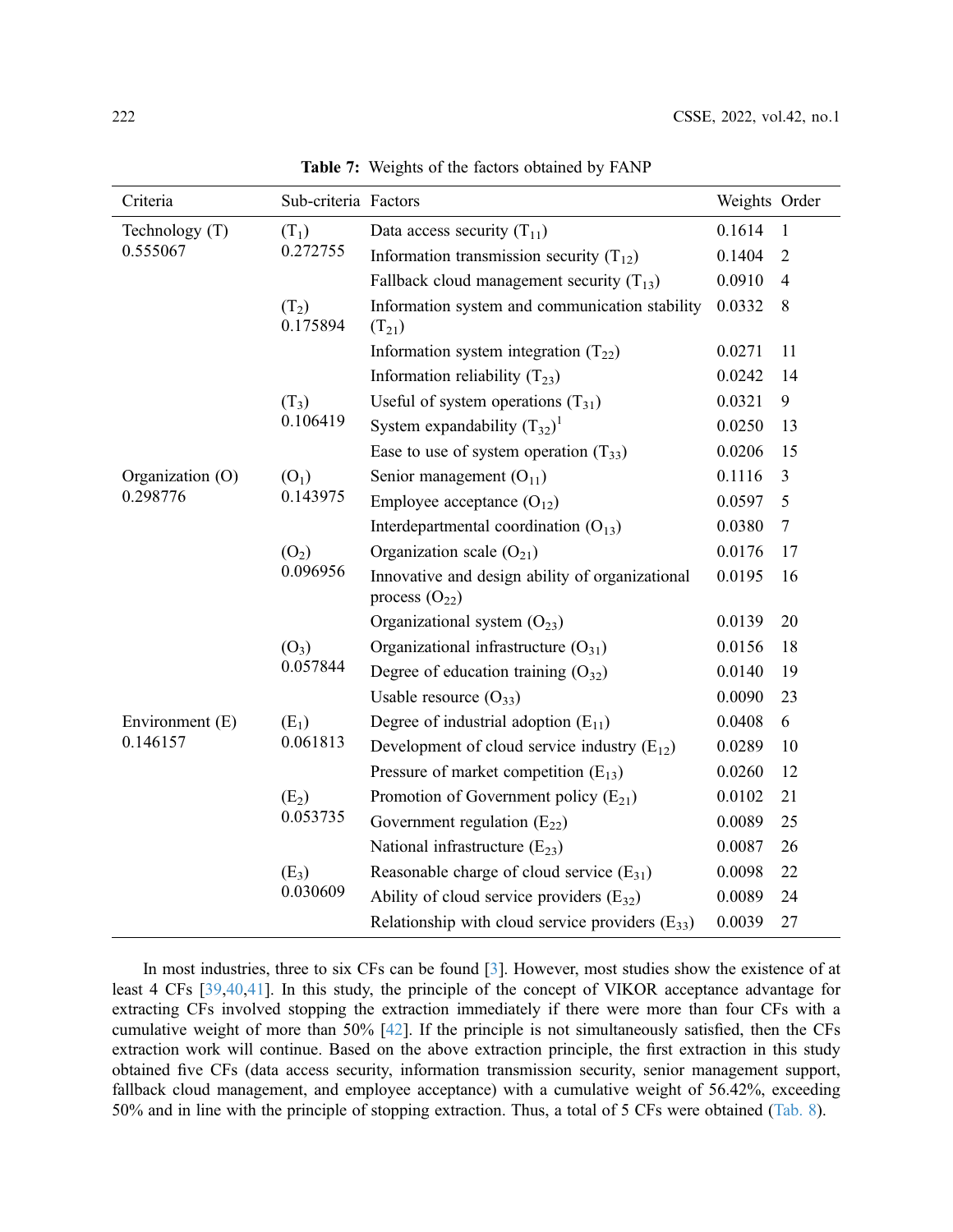**Table 7:** Weights of the factors obtained by FANP

| Criteria | Sub-criteria | Factors | Weights | Order |
|---|---|---|---|---|
| Technology (T) 0.555067 | ($T_1$) 0.272755 | Data access security ($T_{11}$) | 0.1614 | 1 |
| | | Information transmission security ($T_{12}$) | 0.1404 | 2 |
| | | Fallback cloud management security ($T_{13}$) | 0.0910 | 4 |
| | ($T_2$) 0.175894 | Information system and communication stability ($T_{21}$) | 0.0332 | 8 |
| | | Information system integration ($T_{22}$) | 0.0271 | 11 |
| | | Information reliability ($T_{23}$) | 0.0242 | 14 |
| | ($T_3$) 0.106419 | Useful of system operations ($T_{31}$) | 0.0321 | 9 |
| | | System expandability ($T_{32}$)[1] | 0.0250 | 13 |
| | | Ease to use of system operation ($T_{33}$) | 0.0206 | 15 |
| Organization (O) 0.298776 | ($O_1$) 0.143975 | Senior management ($O_{11}$) | 0.1116 | 3 |
| | | Employee acceptance ($O_{12}$) | 0.0597 | 5 |
| | | Interdepartmental coordination ($O_{13}$) | 0.0380 | 7 |
| | ($O_2$) 0.096956 | Organization scale ($O_{21}$) | 0.0176 | 17 |
| | | Innovative and design ability of organizational process ($O_{22}$) | 0.0195 | 16 |
| | | Organizational system ($O_{23}$) | 0.0139 | 20 |
| | ($O_3$) 0.057844 | Organizational infrastructure ($O_{31}$) | 0.0156 | 18 |
| | | Degree of education training ($O_{32}$) | 0.0140 | 19 |
| | | Usable resource ($O_{33}$) | 0.0090 | 23 |
| Environment (E) 0.146157 | ($E_1$) 0.061813 | Degree of industrial adoption ($E_{11}$) | 0.0408 | 6 |
| | | Development of cloud service industry ($E_{12}$) | 0.0289 | 10 |
| | | Pressure of market competition ($E_{13}$) | 0.0260 | 12 |
| | ($E_2$) 0.053735 | Promotion of Government policy ($E_{21}$) | 0.0102 | 21 |
| | | Government regulation ($E_{22}$) | 0.0089 | 25 |
| | | National infrastructure ($E_{23}$) | 0.0087 | 26 |
| | ($E_3$) 0.030609 | Reasonable charge of cloud service ($E_{31}$) | 0.0098 | 22 |
| | | Ability of cloud service providers ($E_{32}$) | 0.0089 | 24 |
| | | Relationship with cloud service providers ($E_{33}$) | 0.0039 | 27 |

In most industries, three to six CFs can be found [3]. However, most studies show the existence of at least 4 CFs [39,40,41]. In this study, the principle of the concept of VIKOR acceptance advantage for extracting CFs involved stopping the extraction immediately if there were more than four CFs with a cumulative weight of more than 50% [42]. If the principle is not simultaneously satisfied, then the CFs extraction work will continue. Based on the above extraction principle, the first extraction in this study obtained five CFs (data access security, information transmission security, senior management support, fallback cloud management, and employee acceptance) with a cumulative weight of 56.42%, exceeding 50% and in line with the principle of stopping extraction. Thus, a total of 5 CFs were obtained (Tab. 8).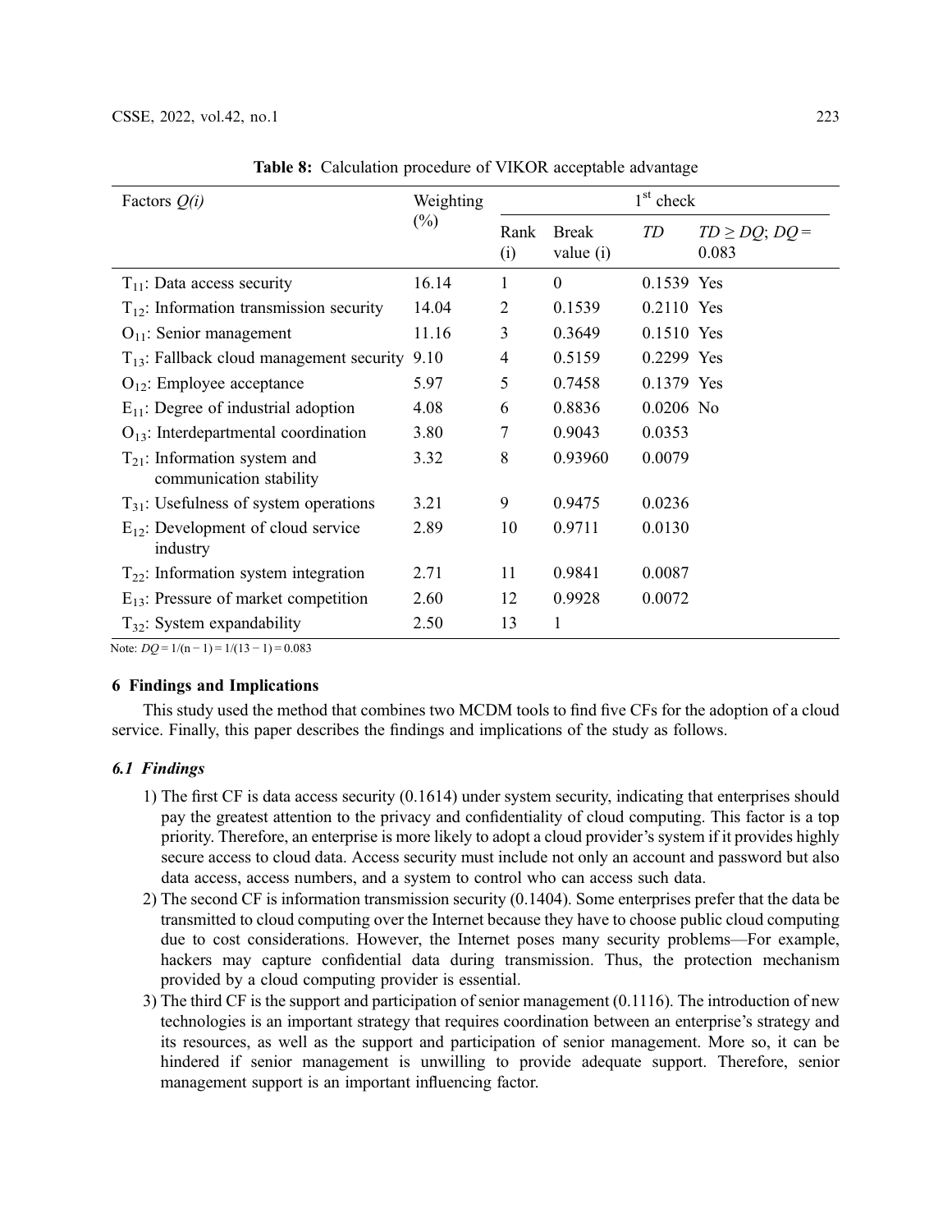**Table 8:** Calculation procedure of VIKOR acceptable advantage

| Factors $Q(i)$ | Weighting (%) | 1st check | | | |
|---|---|---|---|---|---|
| | | Rank (i) | Break value (i) | $TD$ | $TD \geq DQ$; $DQ = 0.083$ |
| $T_{11}$: Data access security | 16.14 | 1 | 0 | 0.1539 | Yes |
| $T_{12}$: Information transmission security | 14.04 | 2 | 0.1539 | 0.2110 | Yes |
| $O_{11}$: Senior management | 11.16 | 3 | 0.3649 | 0.1510 | Yes |
| $T_{13}$: Fallback cloud management security | 9.10 | 4 | 0.5159 | 0.2299 | Yes |
| $O_{12}$: Employee acceptance | 5.97 | 5 | 0.7458 | 0.1379 | Yes |
| $E_{11}$: Degree of industrial adoption | 4.08 | 6 | 0.8836 | 0.0206 | No |
| $O_{13}$: Interdepartmental coordination | 3.80 | 7 | 0.9043 | 0.0353 | |
| $T_{21}$: Information system and communication stability | 3.32 | 8 | 0.93960 | 0.0079 | |
| $T_{31}$: Usefulness of system operations | 3.21 | 9 | 0.9475 | 0.0236 | |
| $E_{12}$: Development of cloud service industry | 2.89 | 10 | 0.9711 | 0.0130 | |
| $T_{22}$: Information system integration | 2.71 | 11 | 0.9841 | 0.0087 | |
| $E_{13}$: Pressure of market competition | 2.60 | 12 | 0.9928 | 0.0072 | |
| $T_{32}$: System expandability | 2.50 | 13 | 1 | | |

Note: $DQ = 1/(n-1) = 1/(13-1) = 0.083$

## 6 Findings and Implications

This study used the method that combines two MCDM tools to find five CFs for the adoption of a cloud service. Finally, this paper describes the findings and implications of the study as follows.

### 6.1 Findings

1) The first CF is data access security (0.1614) under system security, indicating that enterprises should pay the greatest attention to the privacy and confidentiality of cloud computing. This factor is a top priority. Therefore, an enterprise is more likely to adopt a cloud provider's system if it provides highly secure access to cloud data. Access security must include not only an account and password but also data access, access numbers, and a system to control who can access such data.
2) The second CF is information transmission security (0.1404). Some enterprises prefer that the data be transmitted to cloud computing over the Internet because they have to choose public cloud computing due to cost considerations. However, the Internet poses many security problems—For example, hackers may capture confidential data during transmission. Thus, the protection mechanism provided by a cloud computing provider is essential.
3) The third CF is the support and participation of senior management (0.1116). The introduction of new technologies is an important strategy that requires coordination between an enterprise's strategy and its resources, as well as the support and participation of senior management. More so, it can be hindered if senior management is unwilling to provide adequate support. Therefore, senior management support is an important influencing factor.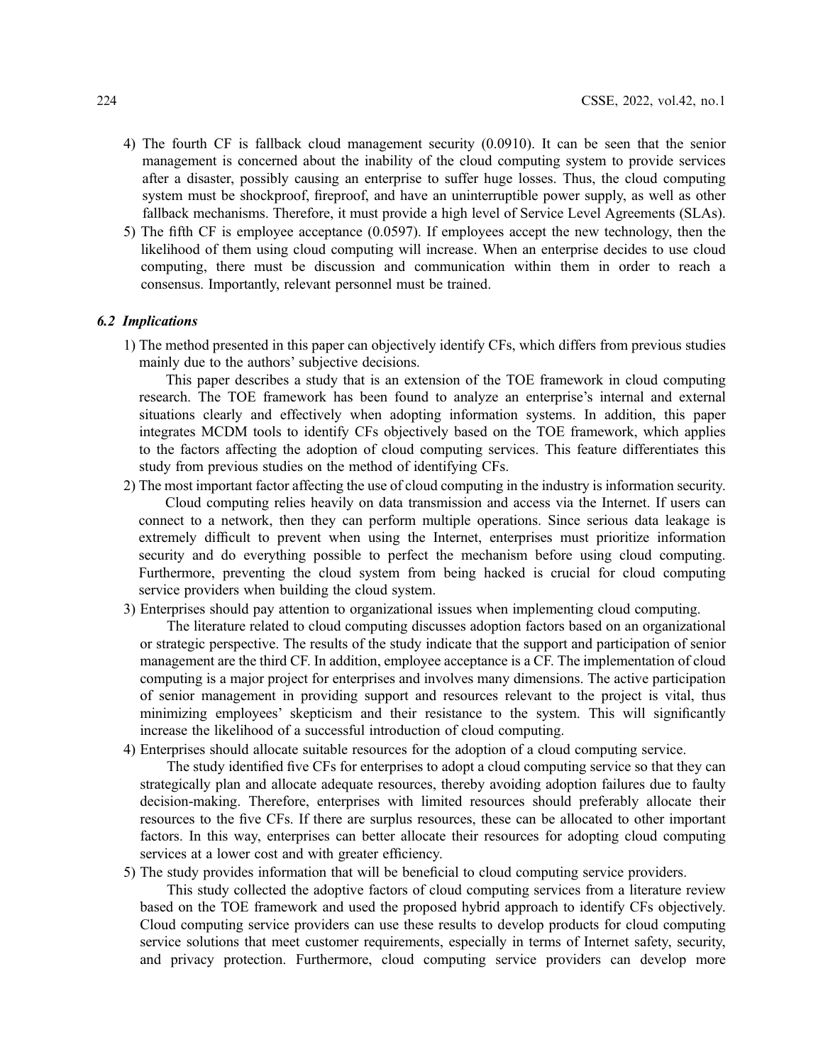4) The fourth CF is fallback cloud management security (0.0910). It can be seen that the senior management is concerned about the inability of the cloud computing system to provide services after a disaster, possibly causing an enterprise to suffer huge losses. Thus, the cloud computing system must be shockproof, fireproof, and have an uninterruptible power supply, as well as other fallback mechanisms. Therefore, it must provide a high level of Service Level Agreements (SLAs).
5) The fifth CF is employee acceptance (0.0597). If employees accept the new technology, then the likelihood of them using cloud computing will increase. When an enterprise decides to use cloud computing, there must be discussion and communication within them in order to reach a consensus. Importantly, relevant personnel must be trained.

### *6.2 Implications*

1) The method presented in this paper can objectively identify CFs, which differs from previous studies mainly due to the authors' subjective decisions.

   This paper describes a study that is an extension of the TOE framework in cloud computing research. The TOE framework has been found to analyze an enterprise's internal and external situations clearly and effectively when adopting information systems. In addition, this paper integrates MCDM tools to identify CFs objectively based on the TOE framework, which applies to the factors affecting the adoption of cloud computing services. This feature differentiates this study from previous studies on the method of identifying CFs.

2) The most important factor affecting the use of cloud computing in the industry is information security.

   Cloud computing relies heavily on data transmission and access via the Internet. If users can connect to a network, then they can perform multiple operations. Since serious data leakage is extremely difficult to prevent when using the Internet, enterprises must prioritize information security and do everything possible to perfect the mechanism before using cloud computing. Furthermore, preventing the cloud system from being hacked is crucial for cloud computing service providers when building the cloud system.

3) Enterprises should pay attention to organizational issues when implementing cloud computing.

   The literature related to cloud computing discusses adoption factors based on an organizational or strategic perspective. The results of the study indicate that the support and participation of senior management are the third CF. In addition, employee acceptance is a CF. The implementation of cloud computing is a major project for enterprises and involves many dimensions. The active participation of senior management in providing support and resources relevant to the project is vital, thus minimizing employees' skepticism and their resistance to the system. This will significantly increase the likelihood of a successful introduction of cloud computing.

4) Enterprises should allocate suitable resources for the adoption of a cloud computing service.

   The study identified five CFs for enterprises to adopt a cloud computing service so that they can strategically plan and allocate adequate resources, thereby avoiding adoption failures due to faulty decision-making. Therefore, enterprises with limited resources should preferably allocate their resources to the five CFs. If there are surplus resources, these can be allocated to other important factors. In this way, enterprises can better allocate their resources for adopting cloud computing services at a lower cost and with greater efficiency.

5) The study provides information that will be beneficial to cloud computing service providers.

   This study collected the adoptive factors of cloud computing services from a literature review based on the TOE framework and used the proposed hybrid approach to identify CFs objectively. Cloud computing service providers can use these results to develop products for cloud computing service solutions that meet customer requirements, especially in terms of Internet safety, security, and privacy protection. Furthermore, cloud computing service providers can develop more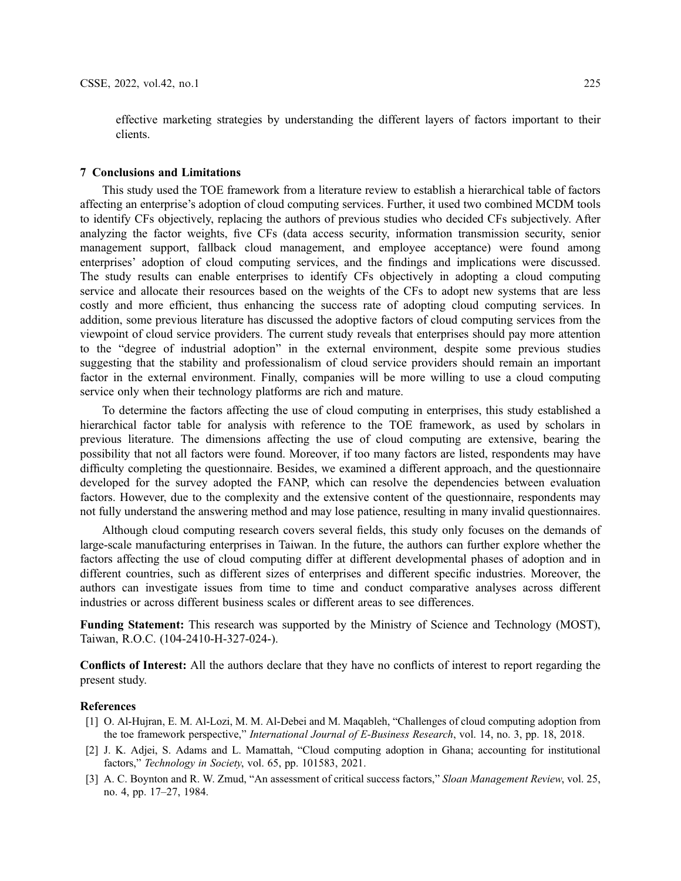effective marketing strategies by understanding the different layers of factors important to their clients.

## 7 Conclusions and Limitations

This study used the TOE framework from a literature review to establish a hierarchical table of factors affecting an enterprise's adoption of cloud computing services. Further, it used two combined MCDM tools to identify CFs objectively, replacing the authors of previous studies who decided CFs subjectively. After analyzing the factor weights, five CFs (data access security, information transmission security, senior management support, fallback cloud management, and employee acceptance) were found among enterprises' adoption of cloud computing services, and the findings and implications were discussed. The study results can enable enterprises to identify CFs objectively in adopting a cloud computing service and allocate their resources based on the weights of the CFs to adopt new systems that are less costly and more efficient, thus enhancing the success rate of adopting cloud computing services. In addition, some previous literature has discussed the adoptive factors of cloud computing services from the viewpoint of cloud service providers. The current study reveals that enterprises should pay more attention to the "degree of industrial adoption" in the external environment, despite some previous studies suggesting that the stability and professionalism of cloud service providers should remain an important factor in the external environment. Finally, companies will be more willing to use a cloud computing service only when their technology platforms are rich and mature.

To determine the factors affecting the use of cloud computing in enterprises, this study established a hierarchical factor table for analysis with reference to the TOE framework, as used by scholars in previous literature. The dimensions affecting the use of cloud computing are extensive, bearing the possibility that not all factors were found. Moreover, if too many factors are listed, respondents may have difficulty completing the questionnaire. Besides, we examined a different approach, and the questionnaire developed for the survey adopted the FANP, which can resolve the dependencies between evaluation factors. However, due to the complexity and the extensive content of the questionnaire, respondents may not fully understand the answering method and may lose patience, resulting in many invalid questionnaires.

Although cloud computing research covers several fields, this study only focuses on the demands of large-scale manufacturing enterprises in Taiwan. In the future, the authors can further explore whether the factors affecting the use of cloud computing differ at different developmental phases of adoption and in different countries, such as different sizes of enterprises and different specific industries. Moreover, the authors can investigate issues from time to time and conduct comparative analyses across different industries or across different business scales or different areas to see differences.

**Funding Statement:** This research was supported by the Ministry of Science and Technology (MOST), Taiwan, R.O.C. (104-2410-H-327-024-).

**Conflicts of Interest:** All the authors declare that they have no conflicts of interest to report regarding the present study.

## References

[1] O. Al-Hujran, E. M. Al-Lozi, M. M. Al-Debei and M. Maqableh, "Challenges of cloud computing adoption from the toe framework perspective," *International Journal of E-Business Research*, vol. 14, no. 3, pp. 18, 2018.

[2] J. K. Adjei, S. Adams and L. Mamattah, "Cloud computing adoption in Ghana; accounting for institutional factors," *Technology in Society*, vol. 65, pp. 101583, 2021.

[3] A. C. Boynton and R. W. Zmud, "An assessment of critical success factors," *Sloan Management Review*, vol. 25, no. 4, pp. 17–27, 1984.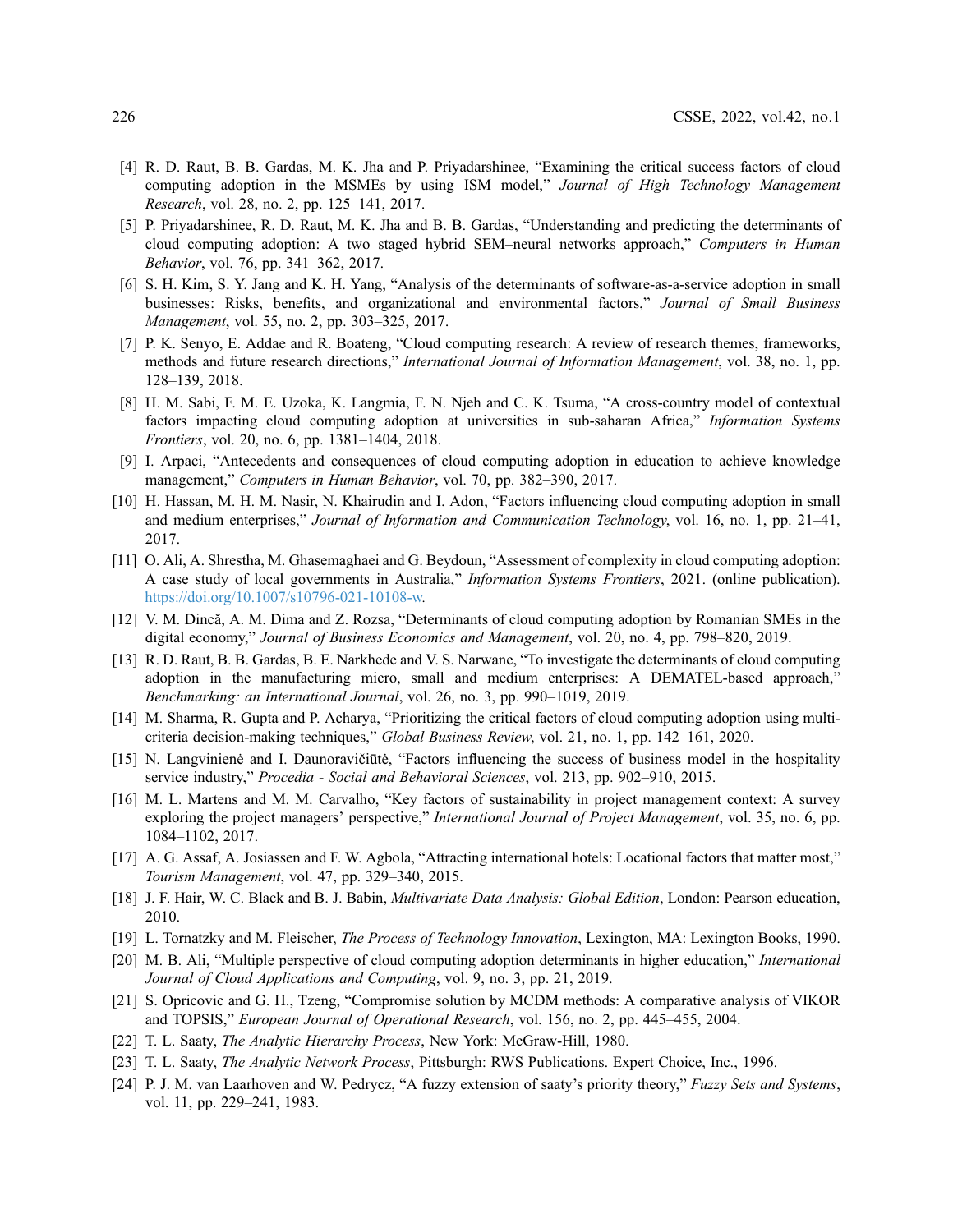[4] R. D. Raut, B. B. Gardas, M. K. Jha and P. Priyadarshinee, "Examining the critical success factors of cloud computing adoption in the MSMEs by using ISM model," *Journal of High Technology Management Research*, vol. 28, no. 2, pp. 125–141, 2017.

[5] P. Priyadarshinee, R. D. Raut, M. K. Jha and B. B. Gardas, "Understanding and predicting the determinants of cloud computing adoption: A two staged hybrid SEM–neural networks approach," *Computers in Human Behavior*, vol. 76, pp. 341–362, 2017.

[6] S. H. Kim, S. Y. Jang and K. H. Yang, "Analysis of the determinants of software-as-a-service adoption in small businesses: Risks, benefits, and organizational and environmental factors," *Journal of Small Business Management*, vol. 55, no. 2, pp. 303–325, 2017.

[7] P. K. Senyo, E. Addae and R. Boateng, "Cloud computing research: A review of research themes, frameworks, methods and future research directions," *International Journal of Information Management*, vol. 38, no. 1, pp. 128–139, 2018.

[8] H. M. Sabi, F. M. E. Uzoka, K. Langmia, F. N. Njeh and C. K. Tsuma, "A cross-country model of contextual factors impacting cloud computing adoption at universities in sub-saharan Africa," *Information Systems Frontiers*, vol. 20, no. 6, pp. 1381–1404, 2018.

[9] I. Arpaci, "Antecedents and consequences of cloud computing adoption in education to achieve knowledge management," *Computers in Human Behavior*, vol. 70, pp. 382–390, 2017.

[10] H. Hassan, M. H. M. Nasir, N. Khairudin and I. Adon, "Factors influencing cloud computing adoption in small and medium enterprises," *Journal of Information and Communication Technology*, vol. 16, no. 1, pp. 21–41, 2017.

[11] O. Ali, A. Shrestha, M. Ghasemaghaei and G. Beydoun, "Assessment of complexity in cloud computing adoption: A case study of local governments in Australia," *Information Systems Frontiers*, 2021. (online publication). https://doi.org/10.1007/s10796-021-10108-w.

[12] V. M. Dincă, A. M. Dima and Z. Rozsa, "Determinants of cloud computing adoption by Romanian SMEs in the digital economy," *Journal of Business Economics and Management*, vol. 20, no. 4, pp. 798–820, 2019.

[13] R. D. Raut, B. B. Gardas, B. E. Narkhede and V. S. Narwane, "To investigate the determinants of cloud computing adoption in the manufacturing micro, small and medium enterprises: A DEMATEL-based approach," *Benchmarking: an International Journal*, vol. 26, no. 3, pp. 990–1019, 2019.

[14] M. Sharma, R. Gupta and P. Acharya, "Prioritizing the critical factors of cloud computing adoption using multi-criteria decision-making techniques," *Global Business Review*, vol. 21, no. 1, pp. 142–161, 2020.

[15] N. Langvinienė and I. Daunoravičiūtė, "Factors influencing the success of business model in the hospitality service industry," *Procedia - Social and Behavioral Sciences*, vol. 213, pp. 902–910, 2015.

[16] M. L. Martens and M. M. Carvalho, "Key factors of sustainability in project management context: A survey exploring the project managers' perspective," *International Journal of Project Management*, vol. 35, no. 6, pp. 1084–1102, 2017.

[17] A. G. Assaf, A. Josiassen and F. W. Agbola, "Attracting international hotels: Locational factors that matter most," *Tourism Management*, vol. 47, pp. 329–340, 2015.

[18] J. F. Hair, W. C. Black and B. J. Babin, *Multivariate Data Analysis: Global Edition*, London: Pearson education, 2010.

[19] L. Tornatzky and M. Fleischer, *The Process of Technology Innovation*, Lexington, MA: Lexington Books, 1990.

[20] M. B. Ali, "Multiple perspective of cloud computing adoption determinants in higher education," *International Journal of Cloud Applications and Computing*, vol. 9, no. 3, pp. 21, 2019.

[21] S. Opricovic and G. H., Tzeng, "Compromise solution by MCDM methods: A comparative analysis of VIKOR and TOPSIS," *European Journal of Operational Research*, vol. 156, no. 2, pp. 445–455, 2004.

[22] T. L. Saaty, *The Analytic Hierarchy Process*, New York: McGraw-Hill, 1980.

[23] T. L. Saaty, *The Analytic Network Process*, Pittsburgh: RWS Publications. Expert Choice, Inc., 1996.

[24] P. J. M. van Laarhoven and W. Pedrycz, "A fuzzy extension of saaty's priority theory," *Fuzzy Sets and Systems*, vol. 11, pp. 229–241, 1983.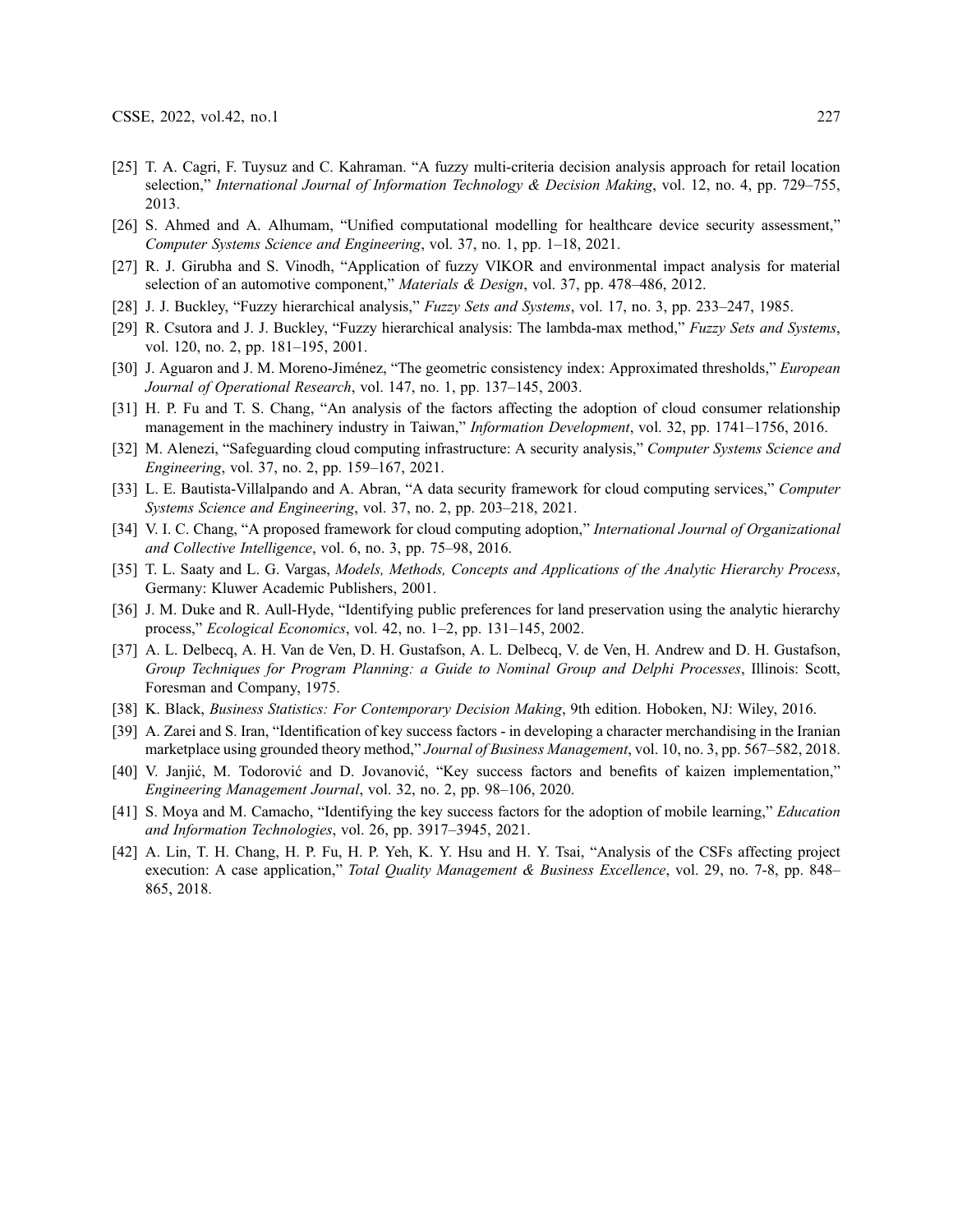- [25] T. A. Cagri, F. Tuysuz and C. Kahraman. "A fuzzy multi-criteria decision analysis approach for retail location selection," *International Journal of Information Technology & Decision Making*, vol. 12, no. 4, pp. 729–755, 2013.
- [26] S. Ahmed and A. Alhumam, "Unified computational modelling for healthcare device security assessment," *Computer Systems Science and Engineering*, vol. 37, no. 1, pp. 1–18, 2021.
- [27] R. J. Girubha and S. Vinodh, "Application of fuzzy VIKOR and environmental impact analysis for material selection of an automotive component," *Materials & Design*, vol. 37, pp. 478–486, 2012.
- [28] J. J. Buckley, "Fuzzy hierarchical analysis," *Fuzzy Sets and Systems*, vol. 17, no. 3, pp. 233–247, 1985.
- [29] R. Csutora and J. J. Buckley, "Fuzzy hierarchical analysis: The lambda-max method," *Fuzzy Sets and Systems*, vol. 120, no. 2, pp. 181–195, 2001.
- [30] J. Aguaron and J. M. Moreno-Jiménez, "The geometric consistency index: Approximated thresholds," *European Journal of Operational Research*, vol. 147, no. 1, pp. 137–145, 2003.
- [31] H. P. Fu and T. S. Chang, "An analysis of the factors affecting the adoption of cloud consumer relationship management in the machinery industry in Taiwan," *Information Development*, vol. 32, pp. 1741–1756, 2016.
- [32] M. Alenezi, "Safeguarding cloud computing infrastructure: A security analysis," *Computer Systems Science and Engineering*, vol. 37, no. 2, pp. 159–167, 2021.
- [33] L. E. Bautista-Villalpando and A. Abran, "A data security framework for cloud computing services," *Computer Systems Science and Engineering*, vol. 37, no. 2, pp. 203–218, 2021.
- [34] V. I. C. Chang, "A proposed framework for cloud computing adoption," *International Journal of Organizational and Collective Intelligence*, vol. 6, no. 3, pp. 75–98, 2016.
- [35] T. L. Saaty and L. G. Vargas, *Models, Methods, Concepts and Applications of the Analytic Hierarchy Process*, Germany: Kluwer Academic Publishers, 2001.
- [36] J. M. Duke and R. Aull-Hyde, "Identifying public preferences for land preservation using the analytic hierarchy process," *Ecological Economics*, vol. 42, no. 1–2, pp. 131–145, 2002.
- [37] A. L. Delbecq, A. H. Van de Ven, D. H. Gustafson, A. L. Delbecq, V. de Ven, H. Andrew and D. H. Gustafson, *Group Techniques for Program Planning: a Guide to Nominal Group and Delphi Processes*, Illinois: Scott, Foresman and Company, 1975.
- [38] K. Black, *Business Statistics: For Contemporary Decision Making*, 9th edition. Hoboken, NJ: Wiley, 2016.
- [39] A. Zarei and S. Iran, "Identification of key success factors - in developing a character merchandising in the Iranian marketplace using grounded theory method," *Journal of Business Management*, vol. 10, no. 3, pp. 567–582, 2018.
- [40] V. Janjić, M. Todorović and D. Jovanović, "Key success factors and benefits of kaizen implementation," *Engineering Management Journal*, vol. 32, no. 2, pp. 98–106, 2020.
- [41] S. Moya and M. Camacho, "Identifying the key success factors for the adoption of mobile learning," *Education and Information Technologies*, vol. 26, pp. 3917–3945, 2021.
- [42] A. Lin, T. H. Chang, H. P. Fu, H. P. Yeh, K. Y. Hsu and H. Y. Tsai, "Analysis of the CSFs affecting project execution: A case application," *Total Quality Management & Business Excellence*, vol. 29, no. 7-8, pp. 848–865, 2018.